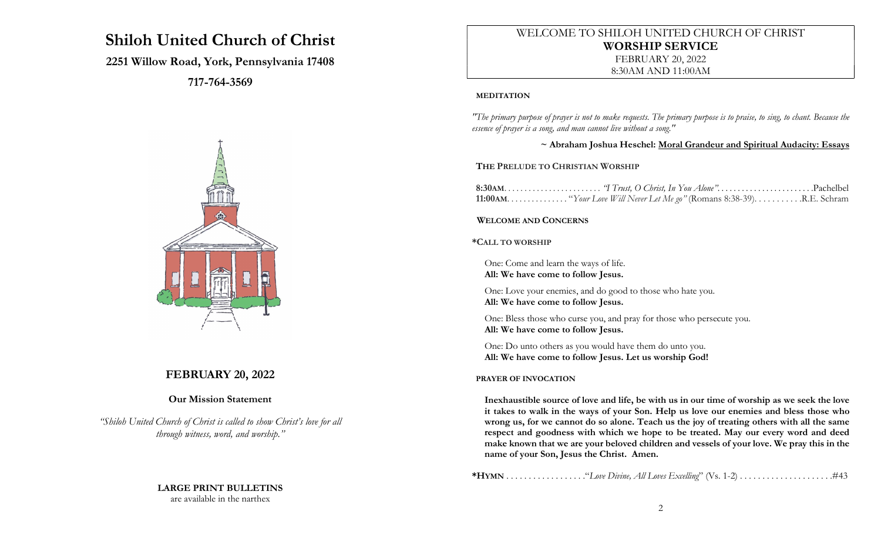# Shiloh United Church of Christ

**2251 Willow Road, York, Pennsylvania 17408**

**717-764-3569**

## FEBRUARY 20, 2022

**Our Mission Statement**

*"Shiloh United Church of Christ is called to show Christ's love for all through witness, word, and worship."*

**LARGE PRINT BULLETINS**
are available in the narthex

WELCOME TO SHILOH UNITED CHURCH OF CHRIST
**WORSHIP SERVICE**
FEBRUARY 20, 2022
8:30AM AND 11:00AM

**MEDITATION**

*"The primary purpose of prayer is not to make requests. The primary purpose is to praise, to sing, to chant. Because the essence of prayer is a song, and man cannot live without a song."*

**~ Abraham Joshua Heschel: Moral Grandeur and Spiritual Audacity: Essays**

**THE PRELUDE TO CHRISTIAN WORSHIP**

**8:30AM**. . . . . . . . . . . . . . . . . . . . . . . *"I Trust, O Christ, In You Alone"*. . . . . . . . . . . . . . . . . . . . . . .Pachelbel
**11:00AM**. . . . . . . . . . . . . . "*Your Love Will Never Let Me go"* (Romans 8:38-39). . . . . . . . . . .R.E. Schram

**WELCOME AND CONCERNS**

**\*CALL TO WORSHIP**

One: Come and learn the ways of life.
**All: We have come to follow Jesus.**

One: Love your enemies, and do good to those who hate you.
**All: We have come to follow Jesus.**

One: Bless those who curse you, and pray for those who persecute you.
**All: We have come to follow Jesus.**

One: Do unto others as you would have them do unto you.
**All: We have come to follow Jesus. Let us worship God!**

**PRAYER OF INVOCATION**

**Inexhaustible source of love and life, be with us in our time of worship as we seek the love it takes to walk in the ways of your Son. Help us love our enemies and bless those who wrong us, for we cannot do so alone. Teach us the joy of treating others with all the same respect and goodness with which we hope to be treated. May our every word and deed make known that we are your beloved children and vessels of your love. We pray this in the name of your Son, Jesus the Christ. Amen.**

**\*HYMN** . . . . . . . . . . . . . . . . . ."*Love Divine, All Loves Excelling*" (Vs. 1-2) . . . . . . . . . . . . . . . . . . . .#43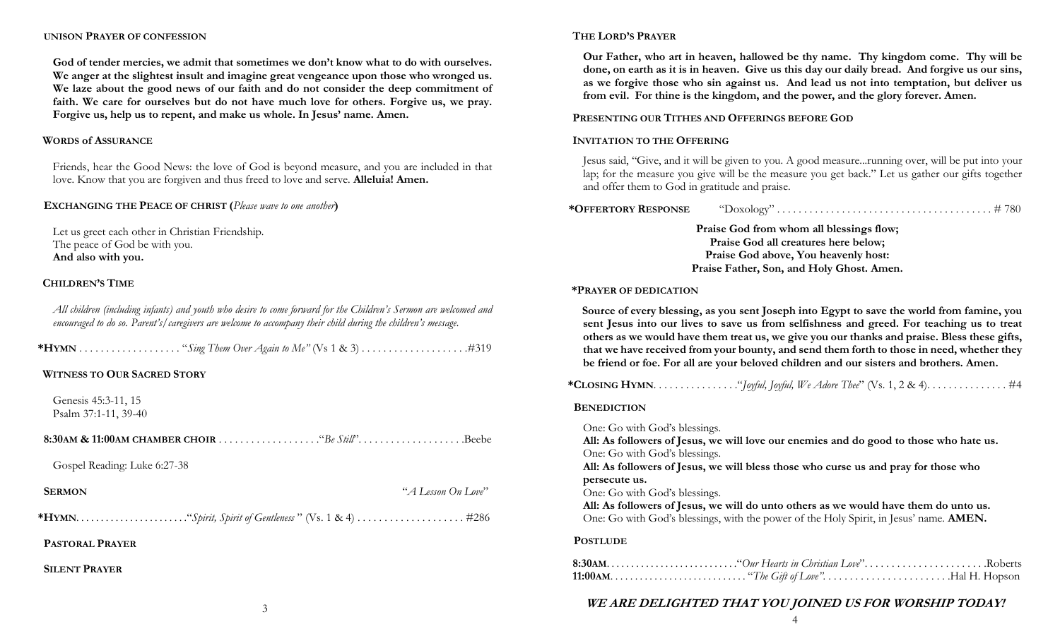## UNISON PRAYER OF CONFESSION

**God of tender mercies, we admit that sometimes we don't know what to do with ourselves. We anger at the slightest insult and imagine great vengeance upon those who wronged us. We laze about the good news of our faith and do not consider the deep commitment of faith. We care for ourselves but do not have much love for others. Forgive us, we pray. Forgive us, help us to repent, and make us whole. In Jesus' name. Amen.**

## WORDS of ASSURANCE

Friends, hear the Good News: the love of God is beyond measure, and you are included in that love. Know that you are forgiven and thus freed to love and serve. **Alleluia! Amen.**

## EXCHANGING THE PEACE OF CHRIST (*Please wave to one another*)

Let us greet each other in Christian Friendship.
The peace of God be with you.
**And also with you.**

## CHILDREN'S TIME

*All children (including infants) and youth who desire to come forward for the Children's Sermon are welcomed and encouraged to do so. Parent's/caregivers are welcome to accompany their child during the children's message.*

**\*HYMN** . . . . . . . . . . . . . . . . . . "*Sing Them Over Again to Me"* (Vs 1 & 3) . . . . . . . . . . . . . . . . . . .#319

## WITNESS TO OUR SACRED STORY

Genesis 45:3-11, 15
Psalm 37:1-11, 39-40

**8:30AM & 11:00AM CHAMBER CHOIR** . . . . . . . . . . . . . . . . . ."*Be Still*". . . . . . . . . . . . . . . . . . .Beebe

Gospel Reading: Luke 6:27-38

**SERMON** "*A Lesson On Love*"

**\*HYMN**. . . . . . . . . . . . . . . . . . . . . ."*Spirit, Spirit of Gentleness* " (Vs. 1 & 4) . . . . . . . . . . . . . . . . . . . . #286

## PASTORAL PRAYER

## SILENT PRAYER

## THE LORD'S PRAYER

**Our Father, who art in heaven, hallowed be thy name. Thy kingdom come. Thy will be done, on earth as it is in heaven. Give us this day our daily bread. And forgive us our sins, as we forgive those who sin against us. And lead us not into temptation, but deliver us from evil. For thine is the kingdom, and the power, and the glory forever. Amen.**

## PRESENTING OUR TITHES AND OFFERINGS BEFORE GOD

## INVITATION TO THE OFFERING

Jesus said, "Give, and it will be given to you. A good measure...running over, will be put into your lap; for the measure you give will be the measure you get back." Let us gather our gifts together and offer them to God in gratitude and praise.

**\*OFFERTORY RESPONSE** "Doxology" . . . . . . . . . . . . . . . . . . . . . . . . . . . . . . . . . . . . . . . # 780

**Praise God from whom all blessings flow;**
**Praise God all creatures here below;**
**Praise God above, You heavenly host:**
**Praise Father, Son, and Holy Ghost. Amen.**

## \*PRAYER OF DEDICATION

**Source of every blessing, as you sent Joseph into Egypt to save the world from famine, you sent Jesus into our lives to save us from selfishness and greed. For teaching us to treat others as we would have them treat us, we give you our thanks and praise. Bless these gifts, that we have received from your bounty, and send them forth to those in need, whether they be friend or foe. For all are your beloved children and our sisters and brothers. Amen.**

**\*CLOSING HYMN**. . . . . . . . . . . . . . . ."*Joyful, Joyful, We Adore Thee*" (Vs. 1, 2 & 4). . . . . . . . . . . . . . #4

## BENEDICTION

One: Go with God's blessings.
**All: As followers of Jesus, we will love our enemies and do good to those who hate us.**
One: Go with God's blessings.
**All: As followers of Jesus, we will bless those who curse us and pray for those who persecute us.**
One: Go with God's blessings.
**All: As followers of Jesus, we will do unto others as we would have them do unto us.**
One: Go with God's blessings, with the power of the Holy Spirit, in Jesus' name. **AMEN.**

## POSTLUDE

**8:30AM**. . . . . . . . . . . . . . . . . . . . . . . . ."*Our Hearts in Christian Love*". . . . . . . . . . . . . . . . . . . . . .Roberts
**11:00AM**. . . . . . . . . . . . . . . . . . . . . . . . . . "*The Gift of Love*". . . . . . . . . . . . . . . . . . . . . . .Hal H. Hopson

***WE ARE DELIGHTED THAT YOU JOINED US FOR WORSHIP TODAY!***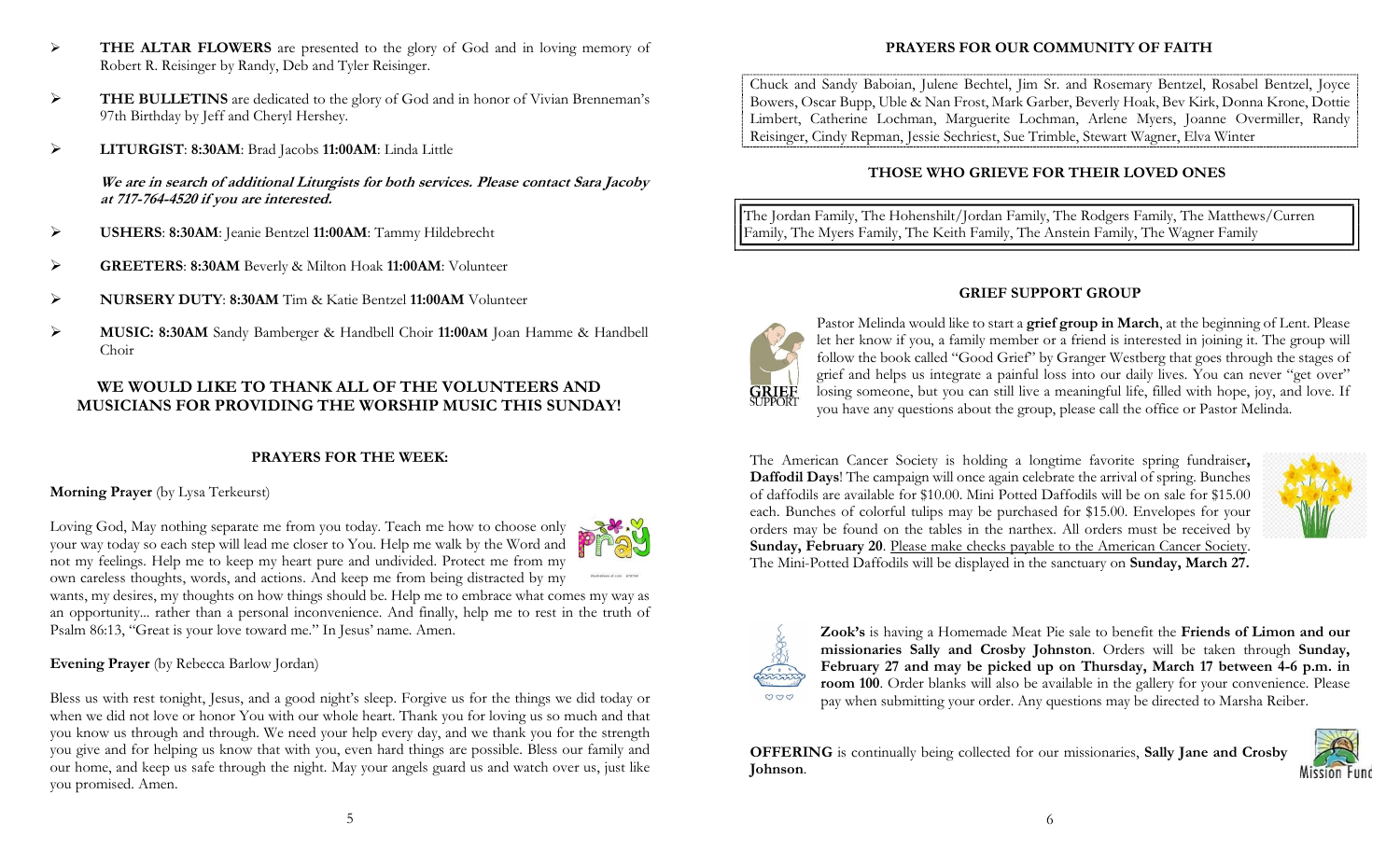- **THE ALTAR FLOWERS** are presented to the glory of God and in loving memory of Robert R. Reisinger by Randy, Deb and Tyler Reisinger.
- **THE BULLETINS** are dedicated to the glory of God and in honor of Vivian Brenneman's 97th Birthday by Jeff and Cheryl Hershey.
- **LITURGIST**: **8:30AM**: Brad Jacobs **11:00AM**: Linda Little

  ***We are in search of additional Liturgists for both services. Please contact Sara Jacoby at 717-764-4520 if you are interested.***

- **USHERS**: **8:30AM**: Jeanie Bentzel **11:00AM**: Tammy Hildebrecht
- **GREETERS**: **8:30AM** Beverly & Milton Hoak **11:00AM**: Volunteer
- **NURSERY DUTY**: **8:30AM** Tim & Katie Bentzel **11:00AM** Volunteer
- **MUSIC: 8:30AM** Sandy Bamberger & Handbell Choir **11:00AM** Joan Hamme & Handbell Choir

**WE WOULD LIKE TO THANK ALL OF THE VOLUNTEERS AND MUSICIANS FOR PROVIDING THE WORSHIP MUSIC THIS SUNDAY!**

## PRAYERS FOR THE WEEK:

**Morning Prayer** (by Lysa Terkeurst)

Loving God, May nothing separate me from you today. Teach me how to choose only your way today so each step will lead me closer to You. Help me walk by the Word and not my feelings. Help me to keep my heart pure and undivided. Protect me from my own careless thoughts, words, and actions. And keep me from being distracted by my wants, my desires, my thoughts on how things should be. Help me to embrace what comes my way as an opportunity... rather than a personal inconvenience. And finally, help me to rest in the truth of Psalm 86:13, "Great is your love toward me." In Jesus' name. Amen.

**Evening Prayer** (by Rebecca Barlow Jordan)

Bless us with rest tonight, Jesus, and a good night's sleep. Forgive us for the things we did today or when we did not love or honor You with our whole heart. Thank you for loving us so much and that you know us through and through. We need your help every day, and we thank you for the strength you give and for helping us know that with you, even hard things are possible. Bless our family and our home, and keep us safe through the night. May your angels guard us and watch over us, just like you promised. Amen.

## PRAYERS FOR OUR COMMUNITY OF FAITH

Chuck and Sandy Baboian, Julene Bechtel, Jim Sr. and Rosemary Bentzel, Rosabel Bentzel, Joyce Bowers, Oscar Bupp, Uble & Nan Frost, Mark Garber, Beverly Hoak, Bev Kirk, Donna Krone, Dottie Limbert, Catherine Lochman, Marguerite Lochman, Arlene Myers, Joanne Overmiller, Randy Reisinger, Cindy Repman, Jessie Sechriest, Sue Trimble, Stewart Wagner, Elva Winter

## THOSE WHO GRIEVE FOR THEIR LOVED ONES

The Jordan Family, The Hohenshilt/Jordan Family, The Rodgers Family, The Matthews/Curren Family, The Myers Family, The Keith Family, The Anstein Family, The Wagner Family

## GRIEF SUPPORT GROUP

Pastor Melinda would like to start a **grief group in March**, at the beginning of Lent. Please let her know if you, a family member or a friend is interested in joining it. The group will follow the book called "Good Grief" by Granger Westberg that goes through the stages of grief and helps us integrate a painful loss into our daily lives. You can never "get over" losing someone, but you can still live a meaningful life, filled with hope, joy, and love. If you have any questions about the group, please call the office or Pastor Melinda.

The American Cancer Society is holding a longtime favorite spring fundraiser**, Daffodil Days**! The campaign will once again celebrate the arrival of spring. Bunches of daffodils are available for $10.00. Mini Potted Daffodils will be on sale for $15.00 each. Bunches of colorful tulips may be purchased for $15.00. Envelopes for your orders may be found on the tables in the narthex. All orders must be received by **Sunday, February 20**. Please make checks payable to the American Cancer Society. The Mini-Potted Daffodils will be displayed in the sanctuary on **Sunday, March 27.**

**Zook's** is having a Homemade Meat Pie sale to benefit the **Friends of Limon and our missionaries Sally and Crosby Johnston**. Orders will be taken through **Sunday, February 27 and may be picked up on Thursday, March 17 between 4-6 p.m. in room 100**. Order blanks will also be available in the gallery for your convenience. Please pay when submitting your order. Any questions may be directed to Marsha Reiber.

**OFFERING** is continually being collected for our missionaries, **Sally Jane and Crosby Johnson**.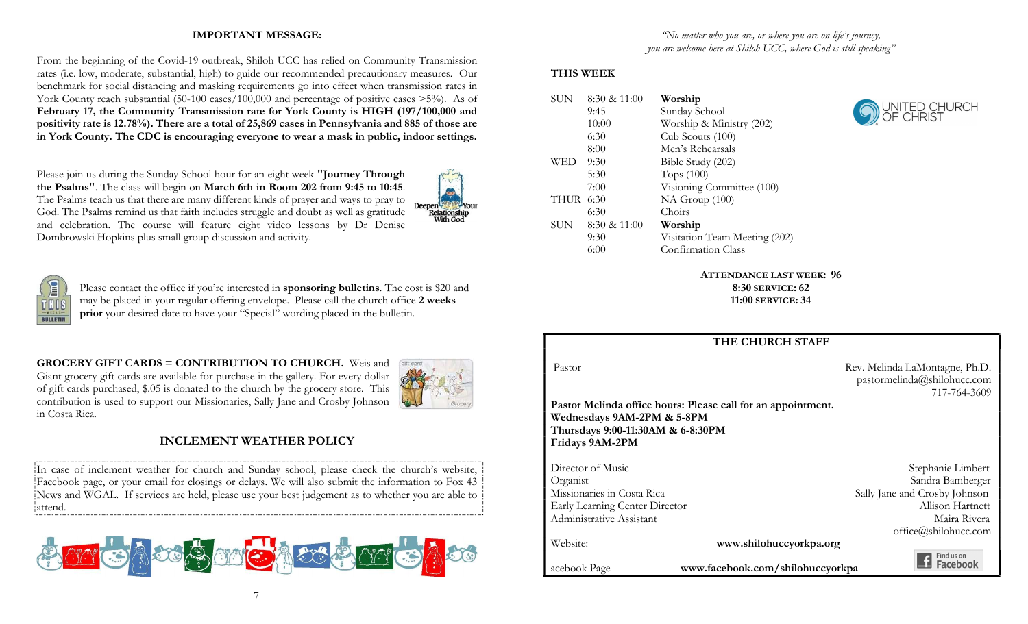## IMPORTANT MESSAGE:

From the beginning of the Covid-19 outbreak, Shiloh UCC has relied on Community Transmission rates (i.e. low, moderate, substantial, high) to guide our recommended precautionary measures. Our benchmark for social distancing and masking requirements go into effect when transmission rates in York County reach substantial (50-100 cases/100,000 and percentage of positive cases >5%). As of **February 17, the Community Transmission rate for York County is HIGH (197/100,000 and positivity rate is 12.78%). There are a total of 25,869 cases in Pennsylvania and 885 of those are in York County. The CDC is encouraging everyone to wear a mask in public, indoor settings.**

Please join us during the Sunday School hour for an eight week **"Journey Through the Psalms"**. The class will begin on **March 6th in Room 202 from 9:45 to 10:45**. The Psalms teach us that there are many different kinds of prayer and ways to pray to God. The Psalms remind us that faith includes struggle and doubt as well as gratitude and celebration. The course will feature eight video lessons by Dr Denise Dombrowski Hopkins plus small group discussion and activity.

Deepen Your Relationship With God

Please contact the office if you're interested in **sponsoring bulletins**. The cost is $20 and may be placed in your regular offering envelope. Please call the church office **2 weeks prior** your desired date to have your "Special" wording placed in the bulletin.

**GROCERY GIFT CARDS = CONTRIBUTION TO CHURCH.** Weis and Giant grocery gift cards are available for purchase in the gallery. For every dollar of gift cards purchased, $.05 is donated to the church by the grocery store. This contribution is used to support our Missionaries, Sally Jane and Crosby Johnson in Costa Rica.

## INCLEMENT WEATHER POLICY

In case of inclement weather for church and Sunday school, please check the church's website, Facebook page, or your email for closings or delays. We will also submit the information to Fox 43 News and WGAL. If services are held, please use your best judgement as to whether you are able to attend.

*"No matter who you are, or where you are on life's journey, you are welcome here at Shiloh UCC, where God is still speaking"*

UNITED CHURCH OF CHRIST

### THIS WEEK

| | | |
|---|---|---|
| SUN | 8:30 & 11:00 | **Worship** |
| | 9:45 | Sunday School |
| | 10:00 | Worship & Ministry (202) |
| | 6:30 | Cub Scouts (100) |
| | 8:00 | Men's Rehearsals |
| WED | 9:30 | Bible Study (202) |
| | 5:30 | Tops (100) |
| | 7:00 | Visioning Committee (100) |
| THUR | 6:30 | NA Group (100) |
| | 6:30 | Choirs |
| SUN | 8:30 & 11:00 | **Worship** |
| | 9:30 | Visitation Team Meeting (202) |
| | 6:00 | Confirmation Class |

**ATTENDANCE LAST WEEK: 96**
**8:30 SERVICE: 62**
**11:00 SERVICE: 34**

### THE CHURCH STAFF

Pastor — Rev. Melinda LaMontagne, Ph.D.
pastormelinda@shilohucc.com
717-764-3609

**Pastor Melinda office hours: Please call for an appointment.**
**Wednesdays 9AM-2PM & 5-8PM**
**Thursdays 9:00-11:30AM & 6-8:30PM**
**Fridays 9AM-2PM**

| | |
|---|---|
| Director of Music | Stephanie Limbert |
| Organist | Sandra Bamberger |
| Missionaries in Costa Rica | Sally Jane and Crosby Johnson |
| Early Learning Center Director | Allison Hartnett |
| Administrative Assistant | Maira Rivera<br>office@shilohucc.com |

Website: **www.shilohuccyorkpa.org**

acebook Page **www.facebook.com/shilohuccyorkpa**

Find us on Facebook